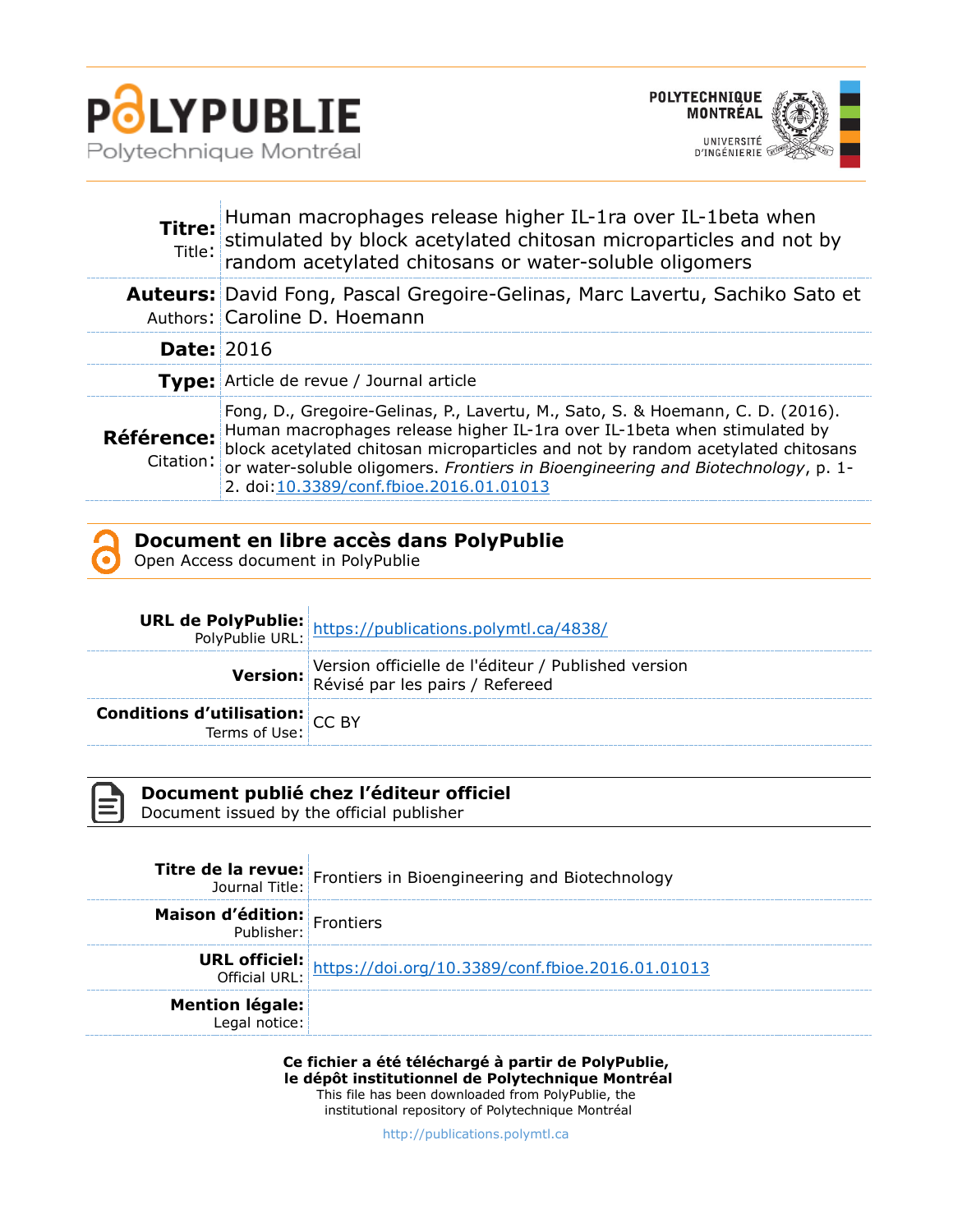# PolyPublie

Polytechnique Montréal

POLYTECHNIQUE MONTRÉAL

UNIVERSITÉ D'INGÉNIERIE

| | |
|---|---|
| **Titre:** Title: | Human macrophages release higher IL-1ra over IL-1beta when stimulated by block acetylated chitosan microparticles and not by random acetylated chitosans or water-soluble oligomers |
| **Auteurs:** Authors: | David Fong, Pascal Gregoire-Gelinas, Marc Lavertu, Sachiko Sato et Caroline D. Hoemann |
| **Date:** | 2016 |
| **Type:** | Article de revue / Journal article |
| **Référence:** Citation: | Fong, D., Gregoire-Gelinas, P., Lavertu, M., Sato, S. & Hoemann, C. D. (2016). Human macrophages release higher IL-1ra over IL-1beta when stimulated by block acetylated chitosan microparticles and not by random acetylated chitosans or water-soluble oligomers. *Frontiers in Bioengineering and Biotechnology*, p. 1-2. doi:10.3389/conf.fbioe.2016.01.01013 |

## Document en libre accès dans PolyPublie
Open Access document in PolyPublie

| | |
|---|---|
| **URL de PolyPublie:** PolyPublie URL: | https://publications.polymtl.ca/4838/ |
| **Version:** | Version officielle de l'éditeur / Published version Révisé par les pairs / Refereed |
| **Conditions d'utilisation:** Terms of Use: | CC BY |

## Document publié chez l'éditeur officiel
Document issued by the official publisher

| | |
|---|---|
| **Titre de la revue:** Journal Title: | Frontiers in Bioengineering and Biotechnology |
| **Maison d'édition:** Publisher: | Frontiers |
| **URL officiel:** Official URL: | https://doi.org/10.3389/conf.fbioe.2016.01.01013 |
| **Mention légale:** Legal notice: | |

**Ce fichier a été téléchargé à partir de PolyPublie, le dépôt institutionnel de Polytechnique Montréal**
This file has been downloaded from PolyPublie, the institutional repository of Polytechnique Montréal

http://publications.polymtl.ca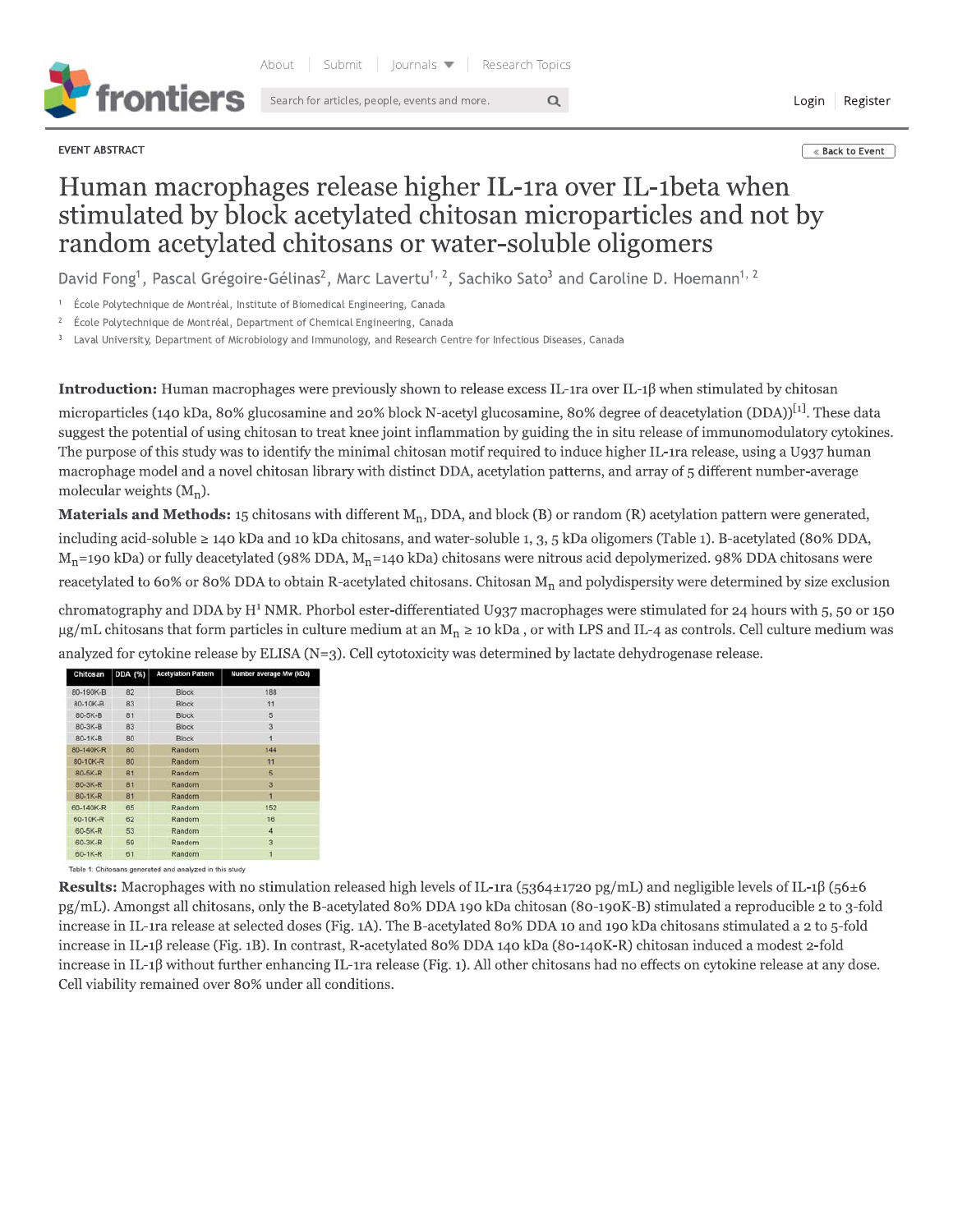EVENT ABSTRACT

# Human macrophages release higher IL-1ra over IL-1beta when stimulated by block acetylated chitosan microparticles and not by random acetylated chitosans or water-soluble oligomers

David Fong[1], Pascal Grégoire-Gélinas[2], Marc Lavertu[1, 2], Sachiko Sato[3] and Caroline D. Hoemann[1, 2]

[1] École Polytechnique de Montréal, Institute of Biomedical Engineering, Canada
[2] École Polytechnique de Montréal, Department of Chemical Engineering, Canada
[3] Laval University, Department of Microbiology and Immunology, and Research Centre for Infectious Diseases, Canada

**Introduction:** Human macrophages were previously shown to release excess IL-1ra over IL-1β when stimulated by chitosan microparticles (140 kDa, 80% glucosamine and 20% block N-acetyl glucosamine, 80% degree of deacetylation (DDA))[1]. These data suggest the potential of using chitosan to treat knee joint inflammation by guiding the in situ release of immunomodulatory cytokines. The purpose of this study was to identify the minimal chitosan motif required to induce higher IL-1ra release, using a U937 human macrophage model and a novel chitosan library with distinct DDA, acetylation patterns, and array of 5 different number-average molecular weights ($M_n$).

**Materials and Methods:** 15 chitosans with different $M_n$, DDA, and block (B) or random (R) acetylation pattern were generated, including acid-soluble ≥ 140 kDa and 10 kDa chitosans, and water-soluble 1, 3, 5 kDa oligomers (Table 1). B-acetylated (80% DDA, $M_n$=190 kDa) or fully deacetylated (98% DDA, $M_n$=140 kDa) chitosans were nitrous acid depolymerized. 98% DDA chitosans were reacetylated to 60% or 80% DDA to obtain R-acetylated chitosans. Chitosan $M_n$ and polydispersity were determined by size exclusion chromatography and DDA by $H^1$ NMR. Phorbol ester-differentiated U937 macrophages were stimulated for 24 hours with 5, 50 or 150 µg/mL chitosans that form particles in culture medium at an $M_n$ ≥ 10 kDa , or with LPS and IL-4 as controls. Cell culture medium was analyzed for cytokine release by ELISA (N=3). Cell cytotoxicity was determined by lactate dehydrogenase release.

| Chitosan | DDA (%) | Acetylation Pattern | Number average Mw (kDa) |
|---|---|---|---|
| 80-190K-B | 82 | Block | 188 |
| 80-10K-B | 83 | Block | 11 |
| 80-5K-B | 81 | Block | 5 |
| 80-3K-B | 83 | Block | 3 |
| 80-1K-B | 80 | Block | 1 |
| 80-140K-R | 80 | Random | 144 |
| 80-10K-R | 80 | Random | 11 |
| 80-5K-R | 81 | Random | 5 |
| 80-3K-R | 81 | Random | 3 |
| 80-1K-R | 81 | Random | 1 |
| 60-140K-R | 65 | Random | 152 |
| 60-10K-R | 62 | Random | 16 |
| 60-5K-R | 53 | Random | 4 |
| 60-3K-R | 59 | Random | 3 |
| 60-1K-R | 61 | Random | 1 |

Table 1: Chitosans generated and analyzed in this study

**Results:** Macrophages with no stimulation released high levels of IL-1ra (5364±1720 pg/mL) and negligible levels of IL-1β (56±6 pg/mL). Amongst all chitosans, only the B-acetylated 80% DDA 190 kDa chitosan (80-190K-B) stimulated a reproducible 2 to 3-fold increase in IL-1ra release at selected doses (Fig. 1A). The B-acetylated 80% DDA 10 and 190 kDa chitosans stimulated a 2 to 5-fold increase in IL-1β release (Fig. 1B). In contrast, R-acetylated 80% DDA 140 kDa (80-140K-R) chitosan induced a modest 2-fold increase in IL-1β without further enhancing IL-1ra release (Fig. 1). All other chitosans had no effects on cytokine release at any dose. Cell viability remained over 80% under all conditions.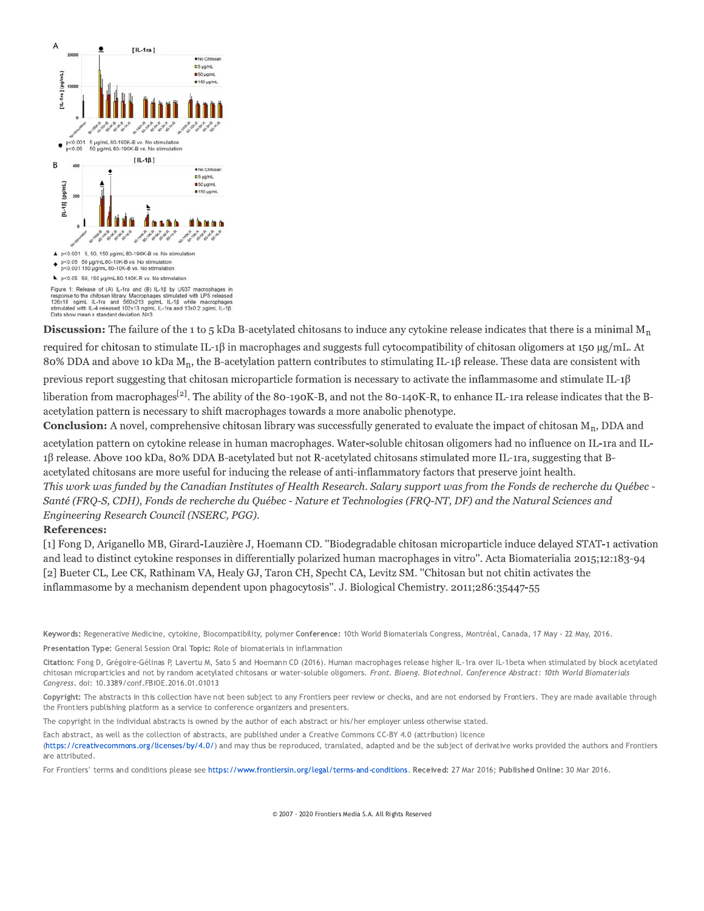A

[IL-1ra]

20000

10000

0

[IL-1ra] (pg/mL)

■ No Chitosan
□ 5 μg/mL
■ 50 μg/mL
■ 150 μg/mL

● p<0.001 5 μg/mL 80-190K-B vs. No stimulation
p<0.05 50 μg/mL 80-190K-B vs. No stimulation

B

[IL-1β]

400

200

0

[IL-1β] (pg/mL)

■ No Chitosan
□ 5 μg/mL
■ 50 μg/mL
■ 150 μg/mL

▲ p<0.001 5, 50, 150 μg/mL 80-190K-B vs. No stimulation

◆ p<0.05 50 μg/mL 80-10K-B vs. No stimulation
p<0.001 150 μg/mL 80-10K-B vs. No stimulation

◣ p<0.05 50, 150 μg/mL 80-140K-R vs. No stimulation

Figure 1: Release of (A) IL-1ra and (B) IL-1β by U937 macrophages in response to the chitosan library. Macrophages stimulated with LPS released 126±18 ng/mL IL-1ra and 560±213 pg/mL IL-1β while macrophages stimulated with IL-4 released 102±13 ng/mL IL-1ra and 13±0.2 pg/mL IL-1β. Data show mean ± standard deviation. N=3

**Discussion:** The failure of the 1 to 5 kDa B-acetylated chitosans to induce any cytokine release indicates that there is a minimal $M_n$ required for chitosan to stimulate IL-1β in macrophages and suggests full cytocompatibility of chitosan oligomers at 150 μg/mL. At 80% DDA and above 10 kDa $M_n$, the B-acetylation pattern contributes to stimulating IL-1β release. These data are consistent with previous report suggesting that chitosan microparticle formation is necessary to activate the inflammasome and stimulate IL-1β liberation from macrophages[2]. The ability of the 80-190K-B, and not the 80-140K-R, to enhance IL-1ra release indicates that the B-acetylation pattern is necessary to shift macrophages towards a more anabolic phenotype.

**Conclusion:** A novel, comprehensive chitosan library was successfully generated to evaluate the impact of chitosan $M_n$, DDA and acetylation pattern on cytokine release in human macrophages. Water-soluble chitosan oligomers had no influence on IL-1ra and IL-1β release. Above 100 kDa, 80% DDA B-acetylated but not R-acetylated chitosans stimulated more IL-1ra, suggesting that B-acetylated chitosans are more useful for inducing the release of anti-inflammatory factors that preserve joint health.

*This work was funded by the Canadian Institutes of Health Research. Salary support was from the Fonds de recherche du Québec - Santé (FRQ-S, CDH), Fonds de recherche du Québec - Nature et Technologies (FRQ-NT, DF) and the Natural Sciences and Engineering Research Council (NSERC, PGG).*

**References:**

[1] Fong D, Ariganello MB, Girard-Lauzière J, Hoemann CD. "Biodegradable chitosan microparticle induce delayed STAT-1 activation and lead to distinct cytokine responses in differentially polarized human macrophages in vitro". Acta Biomaterialia 2015;12:183-94

[2] Bueter CL, Lee CK, Rathinam VA, Healy GJ, Taron CH, Specht CA, Levitz SM. "Chitosan but not chitin activates the inflammasome by a mechanism dependent upon phagocytosis". J. Biological Chemistry. 2011;286:35447-55

**Keywords:** Regenerative Medicine, cytokine, Biocompatibility, polymer **Conference:** 10th World Biomaterials Congress, Montréal, Canada, 17 May - 22 May, 2016.

**Presentation Type:** General Session Oral **Topic:** Role of biomaterials in inflammation

**Citation:** Fong D, Grégoire-Gélinas P, Lavertu M, Sato S and Hoemann CD (2016). Human macrophages release higher IL-1ra over IL-1beta when stimulated by block acetylated chitosan microparticles and not by random acetylated chitosans or water-soluble oligomers. *Front. Bioeng. Biotechnol. Conference Abstract: 10th World Biomaterials Congress*. doi: 10.3389/conf.FBIOE.2016.01.01013

**Copyright:** The abstracts in this collection have not been subject to any Frontiers peer review or checks, and are not endorsed by Frontiers. They are made available through the Frontiers publishing platform as a service to conference organizers and presenters.

The copyright in the individual abstracts is owned by the author of each abstract or his/her employer unless otherwise stated.

Each abstract, as well as the collection of abstracts, are published under a Creative Commons CC-BY 4.0 (attribution) licence (https://creativecommons.org/licenses/by/4.0/) and may thus be reproduced, translated, adapted and be the subject of derivative works provided the authors and Frontiers are attributed.

For Frontiers' terms and conditions please see https://www.frontiersin.org/legal/terms-and-conditions. **Received:** 27 Mar 2016; **Published Online:** 30 Mar 2016.

© 2007 - 2020 Frontiers Media S.A. All Rights Reserved